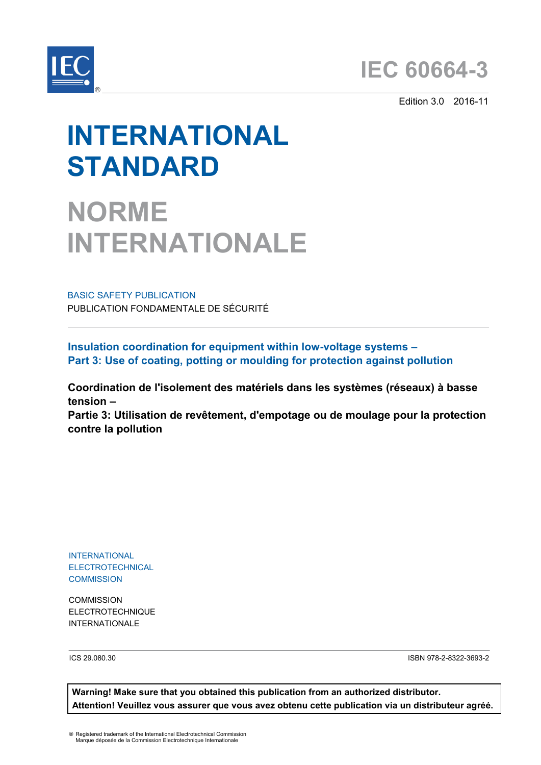IEC®

# IEC 60664-3

Edition 3.0 2016-11

# INTERNATIONAL STANDARD

# NORME INTERNATIONALE

BASIC SAFETY PUBLICATION

PUBLICATION FONDAMENTALE DE SÉCURITÉ

## Insulation coordination for equipment within low-voltage systems –
## Part 3: Use of coating, potting or moulding for protection against pollution

## Coordination de l'isolement des matériels dans les systèmes (réseaux) à basse tension –
## Partie 3: Utilisation de revêtement, d'empotage ou de moulage pour la protection contre la pollution

INTERNATIONAL
ELECTROTECHNICAL
COMMISSION

COMMISSION
ELECTROTECHNIQUE
INTERNATIONALE

ICS 29.080.30

ISBN 978-2-8322-3693-2

**Warning! Make sure that you obtained this publication from an authorized distributor.**
**Attention! Veuillez vous assurer que vous avez obtenu cette publication via un distributeur agréé.**

® Registered trademark of the International Electrotechnical Commission
Marque déposée de la Commission Electrotechnique Internationale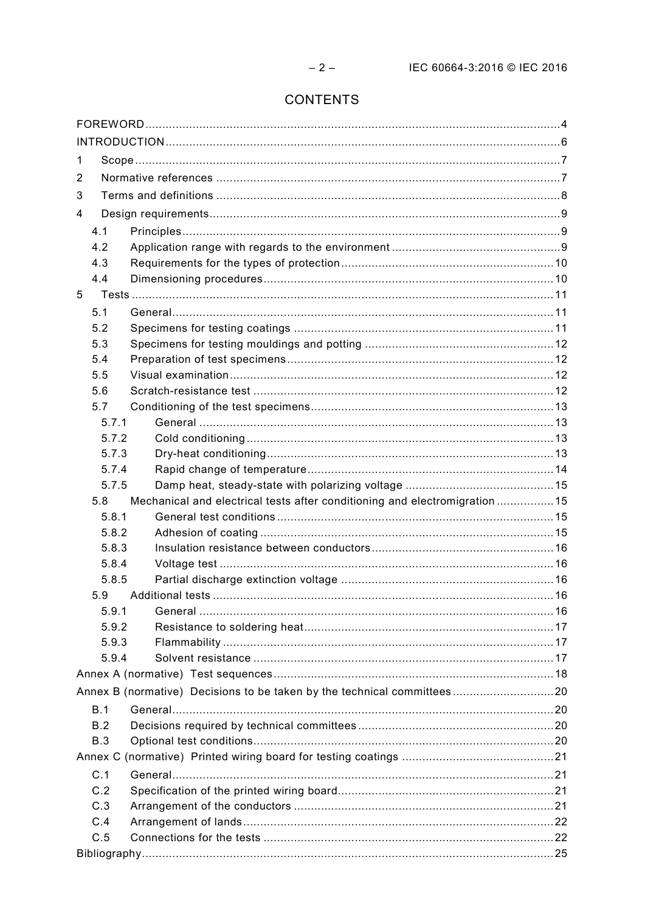# CONTENTS

FOREWORD ... 4
INTRODUCTION ... 6
1 Scope ... 7
2 Normative references ... 7
3 Terms and definitions ... 8
4 Design requirements ... 9
- 4.1 Principles ... 9
- 4.2 Application range with regards to the environment ... 9
- 4.3 Requirements for the types of protection ... 10
- 4.4 Dimensioning procedures ... 10

5 Tests ... 11
- 5.1 General ... 11
- 5.2 Specimens for testing coatings ... 11
- 5.3 Specimens for testing mouldings and potting ... 12
- 5.4 Preparation of test specimens ... 12
- 5.5 Visual examination ... 12
- 5.6 Scratch-resistance test ... 12
- 5.7 Conditioning of the test specimens ... 13
  - 5.7.1 General ... 13
  - 5.7.2 Cold conditioning ... 13
  - 5.7.3 Dry-heat conditioning ... 13
  - 5.7.4 Rapid change of temperature ... 14
  - 5.7.5 Damp heat, steady-state with polarizing voltage ... 15
- 5.8 Mechanical and electrical tests after conditioning and electromigration ... 15
  - 5.8.1 General test conditions ... 15
  - 5.8.2 Adhesion of coating ... 15
  - 5.8.3 Insulation resistance between conductors ... 16
  - 5.8.4 Voltage test ... 16
  - 5.8.5 Partial discharge extinction voltage ... 16
- 5.9 Additional tests ... 16
  - 5.9.1 General ... 16
  - 5.9.2 Resistance to soldering heat ... 17
  - 5.9.3 Flammability ... 17
  - 5.9.4 Solvent resistance ... 17

Annex A (normative) Test sequences ... 18

Annex B (normative) Decisions to be taken by the technical committees ... 20
- B.1 General ... 20
- B.2 Decisions required by technical committees ... 20
- B.3 Optional test conditions ... 20

Annex C (normative) Printed wiring board for testing coatings ... 21
- C.1 General ... 21
- C.2 Specification of the printed wiring board ... 21
- C.3 Arrangement of the conductors ... 21
- C.4 Arrangement of lands ... 22
- C.5 Connections for the tests ... 22

Bibliography ... 25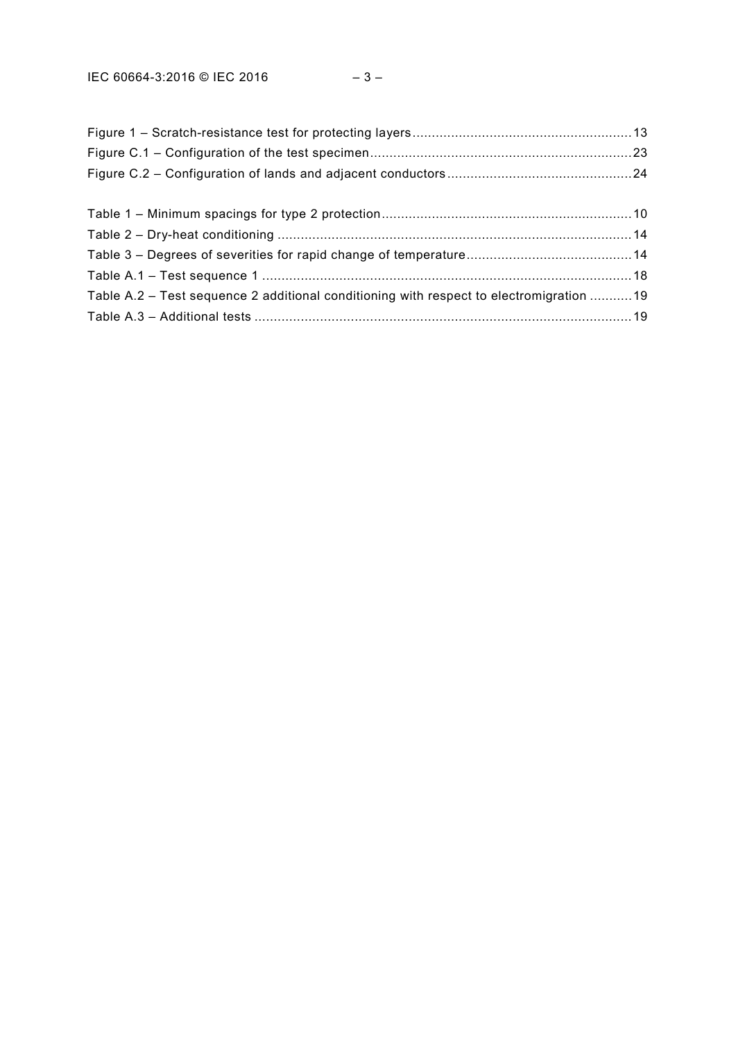Figure 1 – Scratch-resistance test for protecting layers........................................................13
Figure C.1 – Configuration of the test specimen...................................................................23
Figure C.2 – Configuration of lands and adjacent conductors...............................................24

Table 1 – Minimum spacings for type 2 protection................................................................10
Table 2 – Dry-heat conditioning ...........................................................................................14
Table 3 – Degrees of severities for rapid change of temperature..........................................14
Table A.1 – Test sequence 1 ................................................................................................18
Table A.2 – Test sequence 2 additional conditioning with respect to electromigration ...........19
Table A.3 – Additional tests .................................................................................................19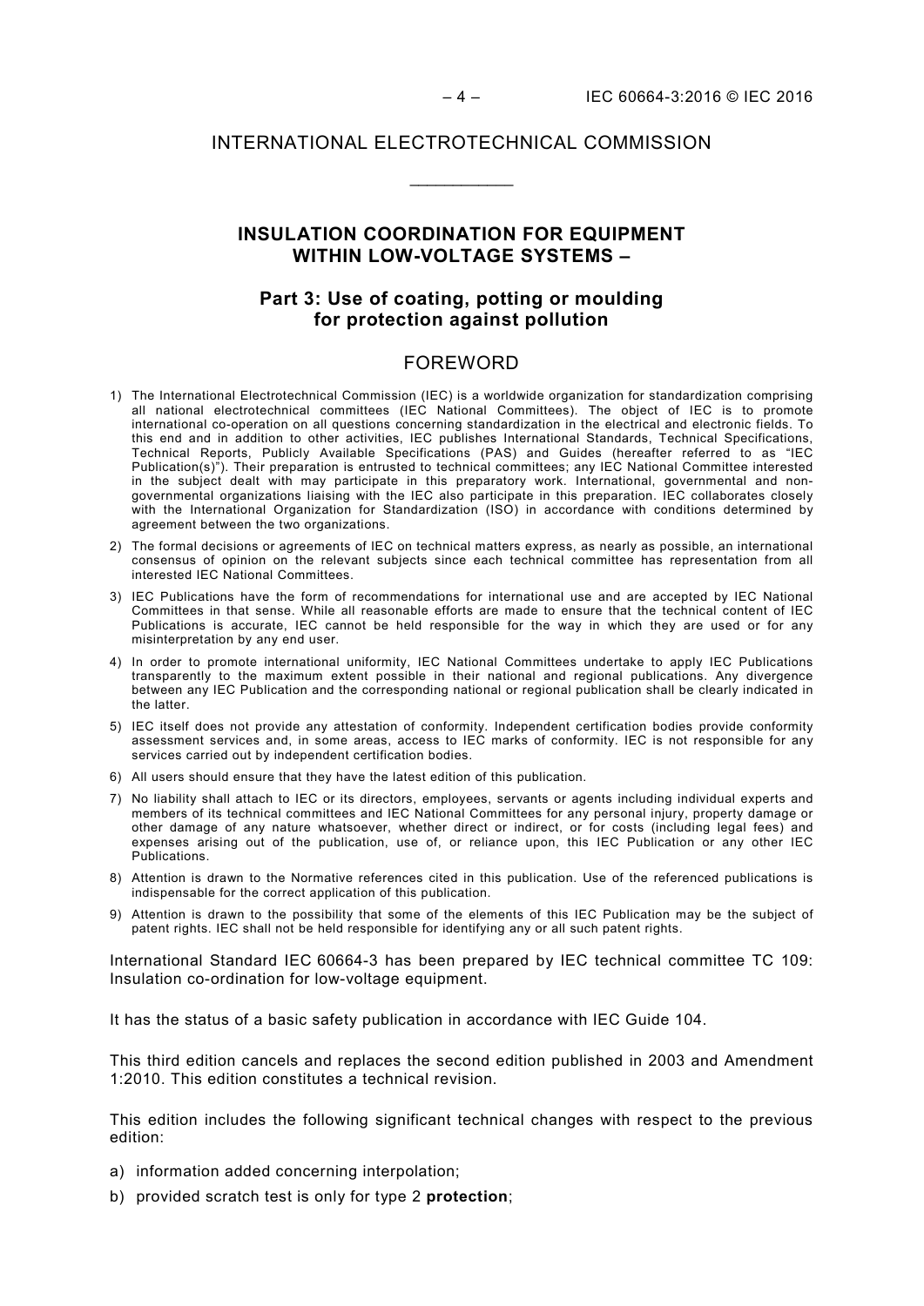# INTERNATIONAL ELECTROTECHNICAL COMMISSION

\_\_\_\_\_\_\_\_\_\_\_\_

## INSULATION COORDINATION FOR EQUIPMENT WITHIN LOW-VOLTAGE SYSTEMS –

## Part 3: Use of coating, potting or moulding for protection against pollution

## FOREWORD

1) The International Electrotechnical Commission (IEC) is a worldwide organization for standardization comprising all national electrotechnical committees (IEC National Committees). The object of IEC is to promote international co-operation on all questions concerning standardization in the electrical and electronic fields. To this end and in addition to other activities, IEC publishes International Standards, Technical Specifications, Technical Reports, Publicly Available Specifications (PAS) and Guides (hereafter referred to as "IEC Publication(s)"). Their preparation is entrusted to technical committees; any IEC National Committee interested in the subject dealt with may participate in this preparatory work. International, governmental and non-governmental organizations liaising with the IEC also participate in this preparation. IEC collaborates closely with the International Organization for Standardization (ISO) in accordance with conditions determined by agreement between the two organizations.
2) The formal decisions or agreements of IEC on technical matters express, as nearly as possible, an international consensus of opinion on the relevant subjects since each technical committee has representation from all interested IEC National Committees.
3) IEC Publications have the form of recommendations for international use and are accepted by IEC National Committees in that sense. While all reasonable efforts are made to ensure that the technical content of IEC Publications is accurate, IEC cannot be held responsible for the way in which they are used or for any misinterpretation by any end user.
4) In order to promote international uniformity, IEC National Committees undertake to apply IEC Publications transparently to the maximum extent possible in their national and regional publications. Any divergence between any IEC Publication and the corresponding national or regional publication shall be clearly indicated in the latter.
5) IEC itself does not provide any attestation of conformity. Independent certification bodies provide conformity assessment services and, in some areas, access to IEC marks of conformity. IEC is not responsible for any services carried out by independent certification bodies.
6) All users should ensure that they have the latest edition of this publication.
7) No liability shall attach to IEC or its directors, employees, servants or agents including individual experts and members of its technical committees and IEC National Committees for any personal injury, property damage or other damage of any nature whatsoever, whether direct or indirect, or for costs (including legal fees) and expenses arising out of the publication, use of, or reliance upon, this IEC Publication or any other IEC Publications.
8) Attention is drawn to the Normative references cited in this publication. Use of the referenced publications is indispensable for the correct application of this publication.
9) Attention is drawn to the possibility that some of the elements of this IEC Publication may be the subject of patent rights. IEC shall not be held responsible for identifying any or all such patent rights.

International Standard IEC 60664-3 has been prepared by IEC technical committee TC 109: Insulation co-ordination for low-voltage equipment.

It has the status of a basic safety publication in accordance with IEC Guide 104.

This third edition cancels and replaces the second edition published in 2003 and Amendment 1:2010. This edition constitutes a technical revision.

This edition includes the following significant technical changes with respect to the previous edition:

a) information added concerning interpolation;
b) provided scratch test is only for type 2 **protection**;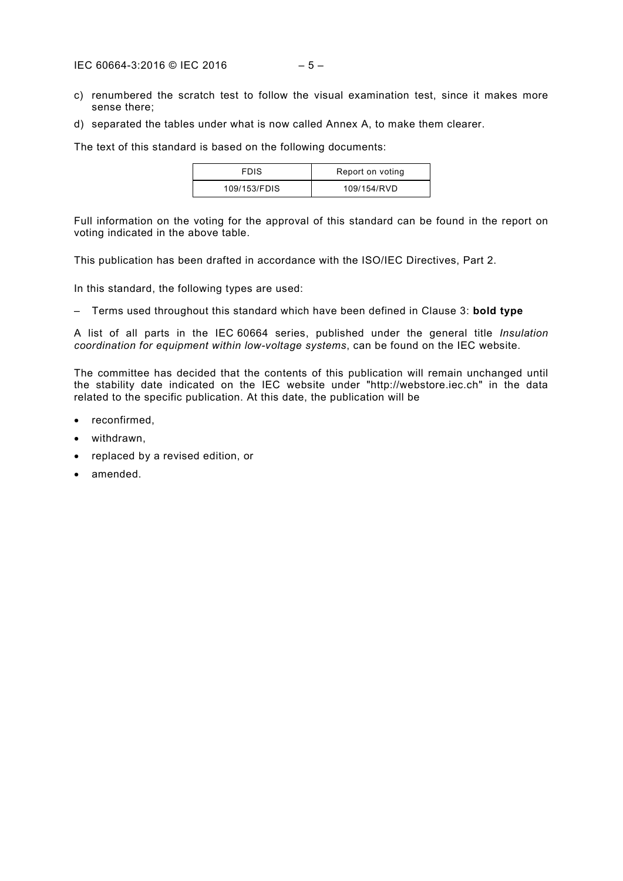c) renumbered the scratch test to follow the visual examination test, since it makes more sense there;
d) separated the tables under what is now called Annex A, to make them clearer.

The text of this standard is based on the following documents:

| FDIS | Report on voting |
| --- | --- |
| 109/153/FDIS | 109/154/RVD |

Full information on the voting for the approval of this standard can be found in the report on voting indicated in the above table.

This publication has been drafted in accordance with the ISO/IEC Directives, Part 2.

In this standard, the following types are used:

– Terms used throughout this standard which have been defined in Clause 3: **bold type**

A list of all parts in the IEC 60664 series, published under the general title *Insulation coordination for equipment within low-voltage systems*, can be found on the IEC website.

The committee has decided that the contents of this publication will remain unchanged until the stability date indicated on the IEC website under "http://webstore.iec.ch" in the data related to the specific publication. At this date, the publication will be

- reconfirmed,
- withdrawn,
- replaced by a revised edition, or
- amended.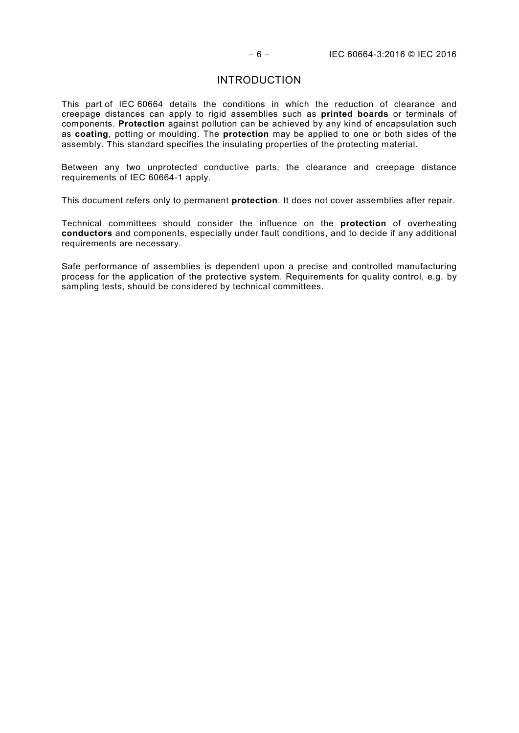# INTRODUCTION

This part of IEC 60664 details the conditions in which the reduction of clearance and creepage distances can apply to rigid assemblies such as **printed boards** or terminals of components. **Protection** against pollution can be achieved by any kind of encapsulation such as **coating**, potting or moulding. The **protection** may be applied to one or both sides of the assembly. This standard specifies the insulating properties of the protecting material.

Between any two unprotected conductive parts, the clearance and creepage distance requirements of IEC 60664-1 apply.

This document refers only to permanent **protection**. It does not cover assemblies after repair.

Technical committees should consider the influence on the **protection** of overheating **conductors** and components, especially under fault conditions, and to decide if any additional requirements are necessary.

Safe performance of assemblies is dependent upon a precise and controlled manufacturing process for the application of the protective system. Requirements for quality control, e.g. by sampling tests, should be considered by technical committees.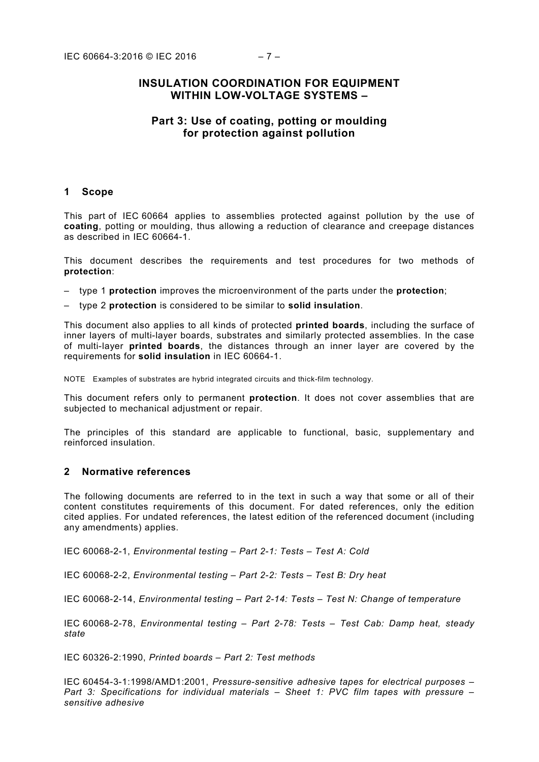# INSULATION COORDINATION FOR EQUIPMENT WITHIN LOW-VOLTAGE SYSTEMS –

## Part 3: Use of coating, potting or moulding for protection against pollution

## 1 Scope

This part of IEC 60664 applies to assemblies protected against pollution by the use of **coating**, potting or moulding, thus allowing a reduction of clearance and creepage distances as described in IEC 60664-1.

This document describes the requirements and test procedures for two methods of **protection**:

- type 1 **protection** improves the microenvironment of the parts under the **protection**;
- type 2 **protection** is considered to be similar to **solid insulation**.

This document also applies to all kinds of protected **printed boards**, including the surface of inner layers of multi-layer boards, substrates and similarly protected assemblies. In the case of multi-layer **printed boards**, the distances through an inner layer are covered by the requirements for **solid insulation** in IEC 60664-1.

NOTE Examples of substrates are hybrid integrated circuits and thick-film technology.

This document refers only to permanent **protection**. It does not cover assemblies that are subjected to mechanical adjustment or repair.

The principles of this standard are applicable to functional, basic, supplementary and reinforced insulation.

## 2 Normative references

The following documents are referred to in the text in such a way that some or all of their content constitutes requirements of this document. For dated references, only the edition cited applies. For undated references, the latest edition of the referenced document (including any amendments) applies.

IEC 60068-2-1, *Environmental testing – Part 2-1: Tests – Test A: Cold*

IEC 60068-2-2, *Environmental testing – Part 2-2: Tests – Test B: Dry heat*

IEC 60068-2-14, *Environmental testing – Part 2-14: Tests – Test N: Change of temperature*

IEC 60068-2-78, *Environmental testing – Part 2-78: Tests – Test Cab: Damp heat, steady state*

IEC 60326-2:1990, *Printed boards – Part 2: Test methods*

IEC 60454-3-1:1998/AMD1:2001, *Pressure-sensitive adhesive tapes for electrical purposes – Part 3: Specifications for individual materials – Sheet 1: PVC film tapes with pressure – sensitive adhesive*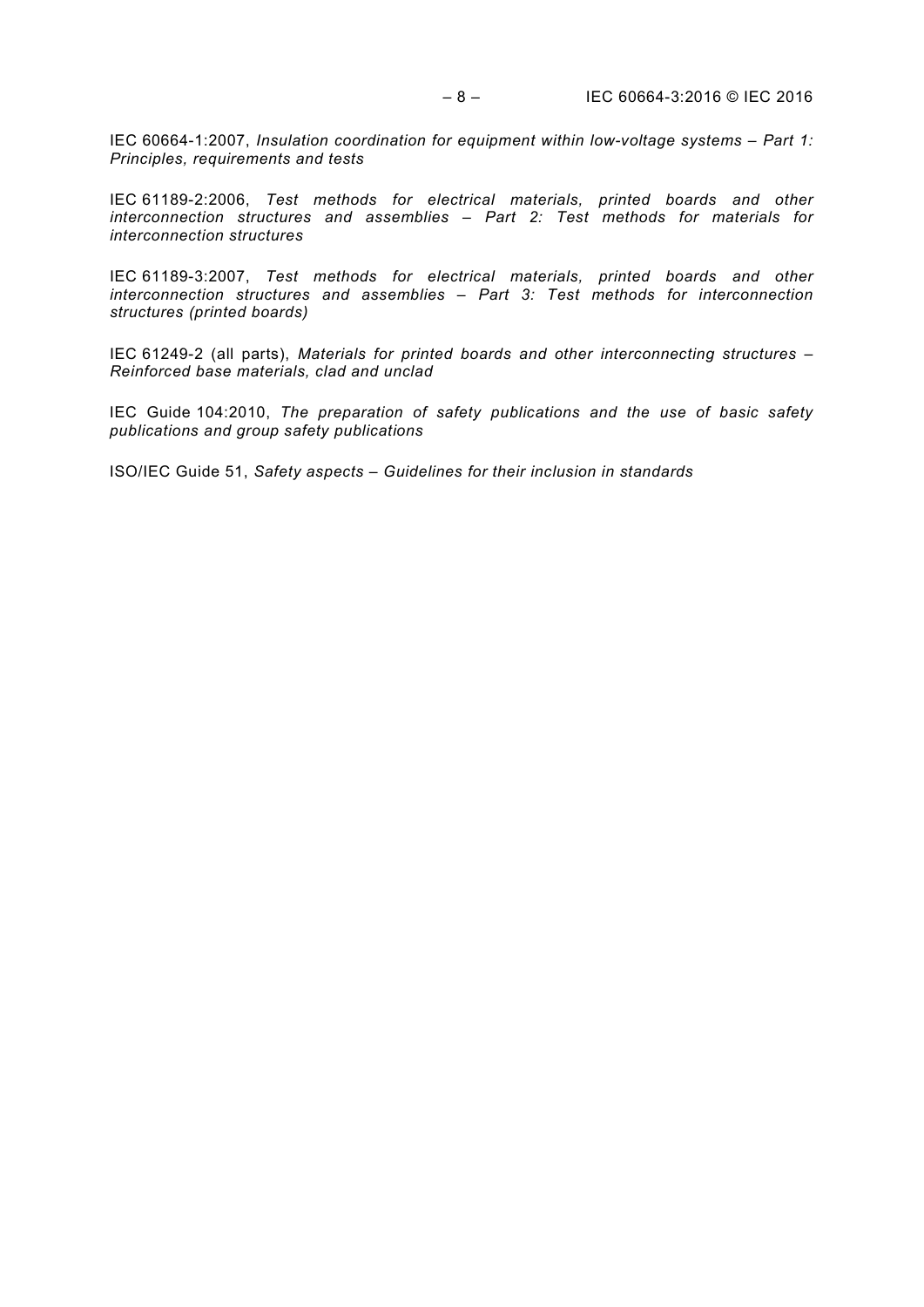IEC 60664-1:2007, *Insulation coordination for equipment within low-voltage systems – Part 1: Principles, requirements and tests*

IEC 61189-2:2006, *Test methods for electrical materials, printed boards and other interconnection structures and assemblies – Part 2: Test methods for materials for interconnection structures*

IEC 61189-3:2007, *Test methods for electrical materials, printed boards and other interconnection structures and assemblies – Part 3: Test methods for interconnection structures (printed boards)*

IEC 61249-2 (all parts), *Materials for printed boards and other interconnecting structures – Reinforced base materials, clad and unclad*

IEC Guide 104:2010, *The preparation of safety publications and the use of basic safety publications and group safety publications*

ISO/IEC Guide 51, *Safety aspects – Guidelines for their inclusion in standards*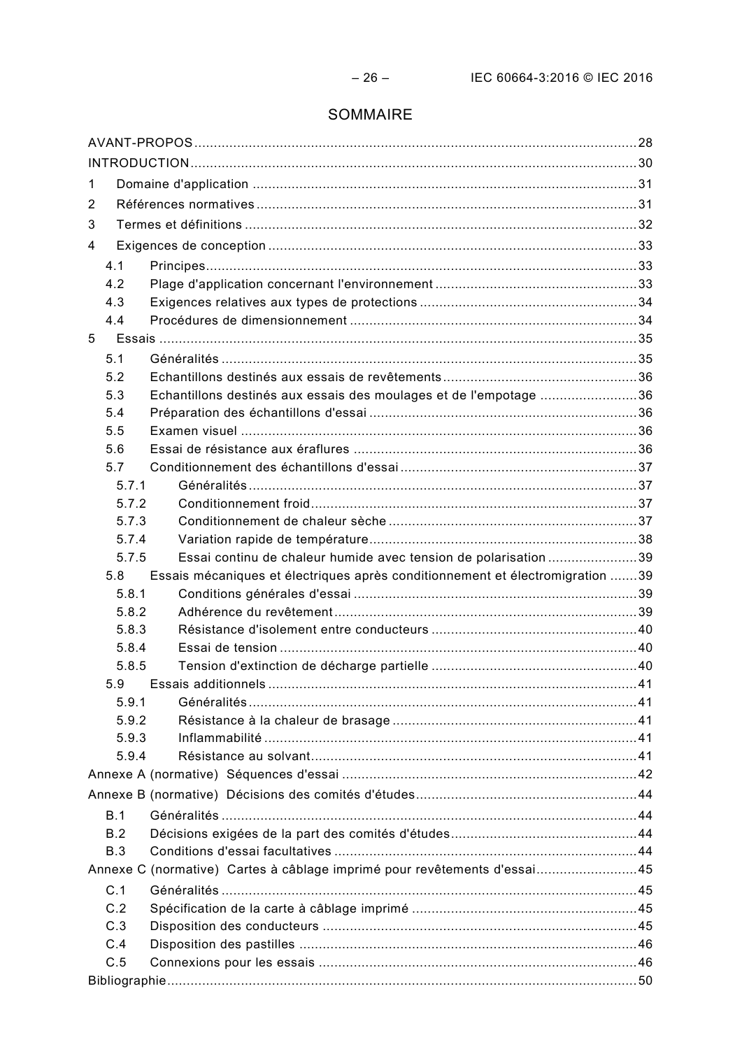# SOMMAIRE

AVANT-PROPOS ..... 28

INTRODUCTION ..... 30

1 Domaine d'application ..... 31

2 Références normatives ..... 31

3 Termes et définitions ..... 32

4 Exigences de conception ..... 33

- 4.1 Principes ..... 33
- 4.2 Plage d'application concernant l'environnement ..... 33
- 4.3 Exigences relatives aux types de protections ..... 34
- 4.4 Procédures de dimensionnement ..... 34

5 Essais ..... 35

- 5.1 Généralités ..... 35
- 5.2 Echantillons destinés aux essais de revêtements ..... 36
- 5.3 Echantillons destinés aux essais des moulages et de l'empotage ..... 36
- 5.4 Préparation des échantillons d'essai ..... 36
- 5.5 Examen visuel ..... 36
- 5.6 Essai de résistance aux éraflures ..... 36
- 5.7 Conditionnement des échantillons d'essai ..... 37
  - 5.7.1 Généralités ..... 37
  - 5.7.2 Conditionnement froid ..... 37
  - 5.7.3 Conditionnement de chaleur sèche ..... 37
  - 5.7.4 Variation rapide de température ..... 38
  - 5.7.5 Essai continu de chaleur humide avec tension de polarisation ..... 39
- 5.8 Essais mécaniques et électriques après conditionnement et électromigration ..... 39
  - 5.8.1 Conditions générales d'essai ..... 39
  - 5.8.2 Adhérence du revêtement ..... 39
  - 5.8.3 Résistance d'isolement entre conducteurs ..... 40
  - 5.8.4 Essai de tension ..... 40
  - 5.8.5 Tension d'extinction de décharge partielle ..... 40
- 5.9 Essais additionnels ..... 41
  - 5.9.1 Généralités ..... 41
  - 5.9.2 Résistance à la chaleur de brasage ..... 41
  - 5.9.3 Inflammabilité ..... 41
  - 5.9.4 Résistance au solvant ..... 41

Annexe A (normative) Séquences d'essai ..... 42

Annexe B (normative) Décisions des comités d'études ..... 44

- B.1 Généralités ..... 44
- B.2 Décisions exigées de la part des comités d'études ..... 44
- B.3 Conditions d'essai facultatives ..... 44

Annexe C (normative) Cartes à câblage imprimé pour revêtements d'essai ..... 45

- C.1 Généralités ..... 45
- C.2 Spécification de la carte à câblage imprimé ..... 45
- C.3 Disposition des conducteurs ..... 45
- C.4 Disposition des pastilles ..... 46
- C.5 Connexions pour les essais ..... 46

Bibliographie ..... 50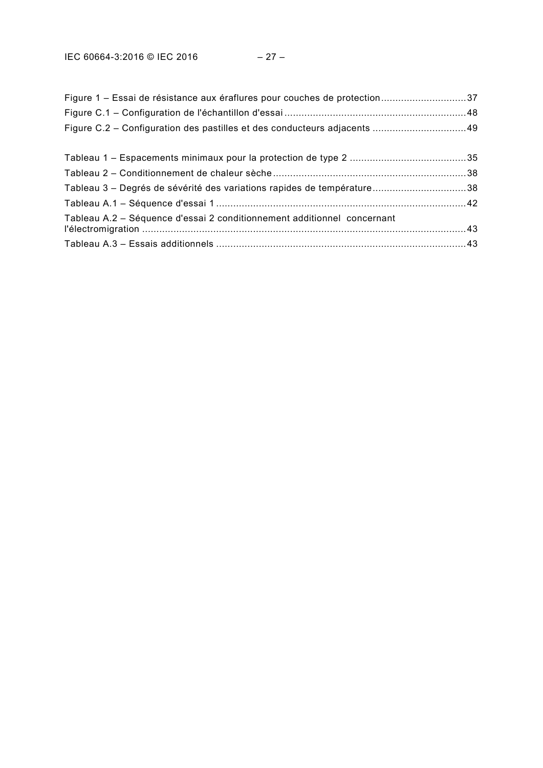Figure 1 – Essai de résistance aux éraflures pour couches de protection ............................. 37
Figure C.1 – Configuration de l'échantillon d'essai ............................................................... 48
Figure C.2 – Configuration des pastilles et des conducteurs adjacents ................................ 49

Tableau 1 – Espacements minimaux pour la protection de type 2 ........................................ 35
Tableau 2 – Conditionnement de chaleur sèche ................................................................... 38
Tableau 3 – Degrés de sévérité des variations rapides de température ................................ 38
Tableau A.1 – Séquence d'essai 1 ....................................................................................... 42
Tableau A.2 – Séquence d'essai 2 conditionnement additionnel concernant l'électromigration ................................................................................................................ 43
Tableau A.3 – Essais additionnels ....................................................................................... 43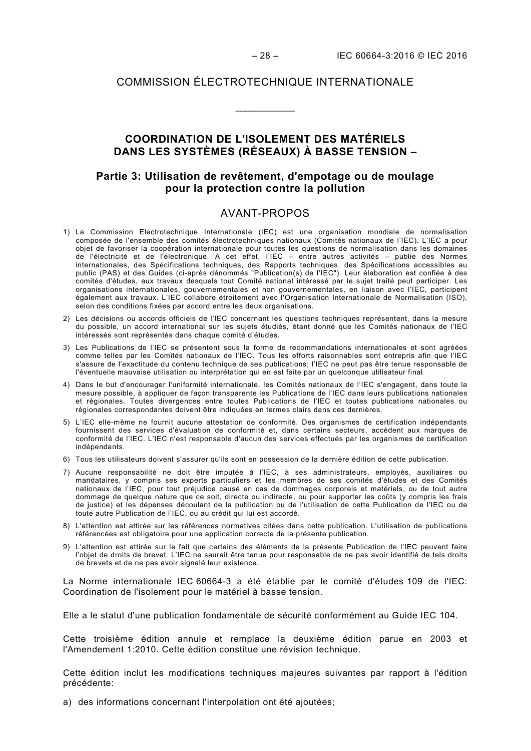COMMISSION ÉLECTROTECHNIQUE INTERNATIONALE

\_\_\_\_\_\_\_\_\_\_\_\_

# COORDINATION DE L'ISOLEMENT DES MATÉRIELS DANS LES SYSTÈMES (RÉSEAUX) À BASSE TENSION –

## Partie 3: Utilisation de revêtement, d'empotage ou de moulage pour la protection contre la pollution

## AVANT-PROPOS

1) La Commission Electrotechnique Internationale (IEC) est une organisation mondiale de normalisation composée de l'ensemble des comités électrotechniques nationaux (Comités nationaux de l'IEC). L'IEC a pour objet de favoriser la coopération internationale pour toutes les questions de normalisation dans les domaines de l'électricité et de l'électronique. A cet effet, l'IEC – entre autres activités – publie des Normes internationales, des Spécifications techniques, des Rapports techniques, des Spécifications accessibles au public (PAS) et des Guides (ci-après dénommés "Publication(s) de l'IEC"). Leur élaboration est confiée à des comités d'études, aux travaux desquels tout Comité national intéressé par le sujet traité peut participer. Les organisations internationales, gouvernementales et non gouvernementales, en liaison avec l'IEC, participent également aux travaux. L'IEC collabore étroitement avec l'Organisation Internationale de Normalisation (ISO), selon des conditions fixées par accord entre les deux organisations.
2) Les décisions ou accords officiels de l'IEC concernant les questions techniques représentent, dans la mesure du possible, un accord international sur les sujets étudiés, étant donné que les Comités nationaux de l'IEC intéressés sont représentés dans chaque comité d'études.
3) Les Publications de l'IEC se présentent sous la forme de recommandations internationales et sont agréées comme telles par les Comités nationaux de l'IEC. Tous les efforts raisonnables sont entrepris afin que l'IEC s'assure de l'exactitude du contenu technique de ses publications; l'IEC ne peut pas être tenue responsable de l'éventuelle mauvaise utilisation ou interprétation qui en est faite par un quelconque utilisateur final.
4) Dans le but d'encourager l'uniformité internationale, les Comités nationaux de l'IEC s'engagent, dans toute la mesure possible, à appliquer de façon transparente les Publications de l'IEC dans leurs publications nationales et régionales. Toutes divergences entre toutes Publications de l'IEC et toutes publications nationales ou régionales correspondantes doivent être indiquées en termes clairs dans ces dernières.
5) L'IEC elle-même ne fournit aucune attestation de conformité. Des organismes de certification indépendants fournissent des services d'évaluation de conformité et, dans certains secteurs, accèdent aux marques de conformité de l'IEC. L'IEC n'est responsable d'aucun des services effectués par les organismes de certification indépendants.
6) Tous les utilisateurs doivent s'assurer qu'ils sont en possession de la dernière édition de cette publication.
7) Aucune responsabilité ne doit être imputée à l'IEC, à ses administrateurs, employés, auxiliaires ou mandataires, y compris ses experts particuliers et les membres de ses comités d'études et des Comités nationaux de l'IEC, pour tout préjudice causé en cas de dommages corporels et matériels, ou de tout autre dommage de quelque nature que ce soit, directe ou indirecte, ou pour supporter les coûts (y compris les frais de justice) et les dépenses découlant de la publication ou de l'utilisation de cette Publication de l'IEC ou de toute autre Publication de l'IEC, ou au crédit qui lui est accordé.
8) L'attention est attirée sur les références normatives citées dans cette publication. L'utilisation de publications référencées est obligatoire pour une application correcte de la présente publication.
9) L'attention est attirée sur le fait que certains des éléments de la présente Publication de l'IEC peuvent faire l'objet de droits de brevet. L'IEC ne saurait être tenue pour responsable de ne pas avoir identifié de tels droits de brevets et de ne pas avoir signalé leur existence.

La Norme internationale IEC 60664-3 a été établie par le comité d'études 109 de l'IEC: Coordination de l'isolement pour le matériel à basse tension.

Elle a le statut d'une publication fondamentale de sécurité conformément au Guide IEC 104.

Cette troisième édition annule et remplace la deuxième édition parue en 2003 et l'Amendement 1:2010. Cette édition constitue une révision technique.

Cette édition inclut les modifications techniques majeures suivantes par rapport à l'édition précédente:

a) des informations concernant l'interpolation ont été ajoutées;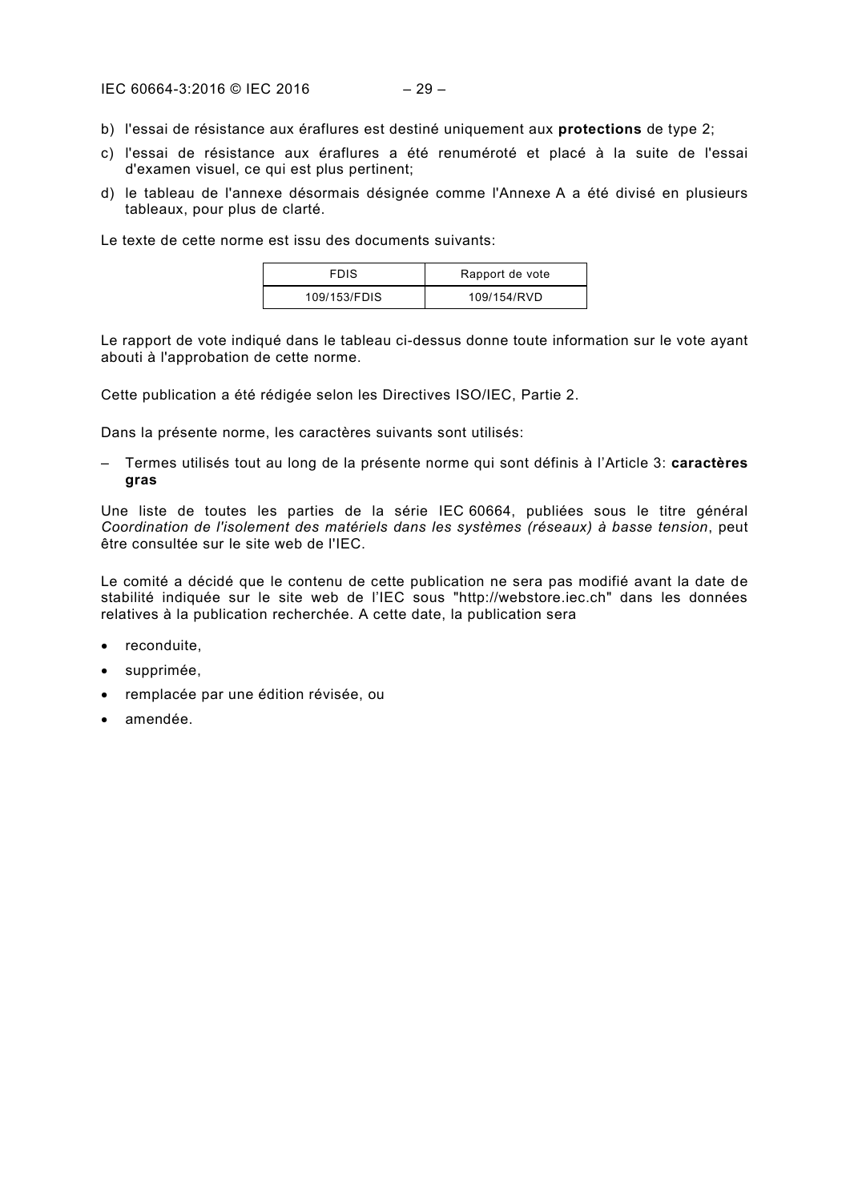b) l'essai de résistance aux éraflures est destiné uniquement aux **protections** de type 2;

c) l'essai de résistance aux éraflures a été renuméroté et placé à la suite de l'essai d'examen visuel, ce qui est plus pertinent;

d) le tableau de l'annexe désormais désignée comme l'Annexe A a été divisé en plusieurs tableaux, pour plus de clarté.

Le texte de cette norme est issu des documents suivants:

| FDIS | Rapport de vote |
|---|---|
| 109/153/FDIS | 109/154/RVD |

Le rapport de vote indiqué dans le tableau ci-dessus donne toute information sur le vote ayant abouti à l'approbation de cette norme.

Cette publication a été rédigée selon les Directives ISO/IEC, Partie 2.

Dans la présente norme, les caractères suivants sont utilisés:

– Termes utilisés tout au long de la présente norme qui sont définis à l'Article 3: **caractères gras**

Une liste de toutes les parties de la série IEC 60664, publiées sous le titre général *Coordination de l'isolement des matériels dans les systèmes (réseaux) à basse tension*, peut être consultée sur le site web de l'IEC.

Le comité a décidé que le contenu de cette publication ne sera pas modifié avant la date de stabilité indiquée sur le site web de l'IEC sous "http://webstore.iec.ch" dans les données relatives à la publication recherchée. A cette date, la publication sera

- reconduite,
- supprimée,
- remplacée par une édition révisée, ou
- amendée.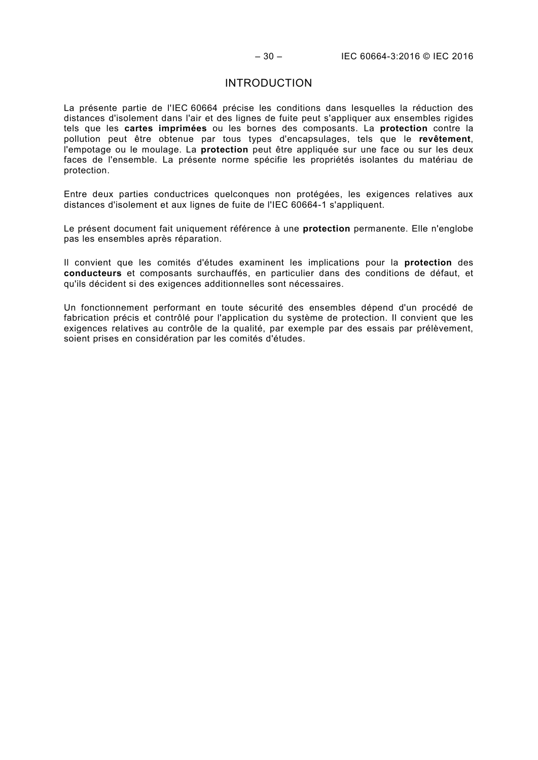# INTRODUCTION

La présente partie de l'IEC 60664 précise les conditions dans lesquelles la réduction des distances d'isolement dans l'air et des lignes de fuite peut s'appliquer aux ensembles rigides tels que les **cartes imprimées** ou les bornes des composants. La **protection** contre la pollution peut être obtenue par tous types d'encapsulages, tels que le **revêtement**, l'empotage ou le moulage. La **protection** peut être appliquée sur une face ou sur les deux faces de l'ensemble. La présente norme spécifie les propriétés isolantes du matériau de protection.

Entre deux parties conductrices quelconques non protégées, les exigences relatives aux distances d'isolement et aux lignes de fuite de l'IEC 60664-1 s'appliquent.

Le présent document fait uniquement référence à une **protection** permanente. Elle n'englobe pas les ensembles après réparation.

Il convient que les comités d'études examinent les implications pour la **protection** des **conducteurs** et composants surchauffés, en particulier dans des conditions de défaut, et qu'ils décident si des exigences additionnelles sont nécessaires.

Un fonctionnement performant en toute sécurité des ensembles dépend d'un procédé de fabrication précis et contrôlé pour l'application du système de protection. Il convient que les exigences relatives au contrôle de la qualité, par exemple par des essais par prélèvement, soient prises en considération par les comités d'études.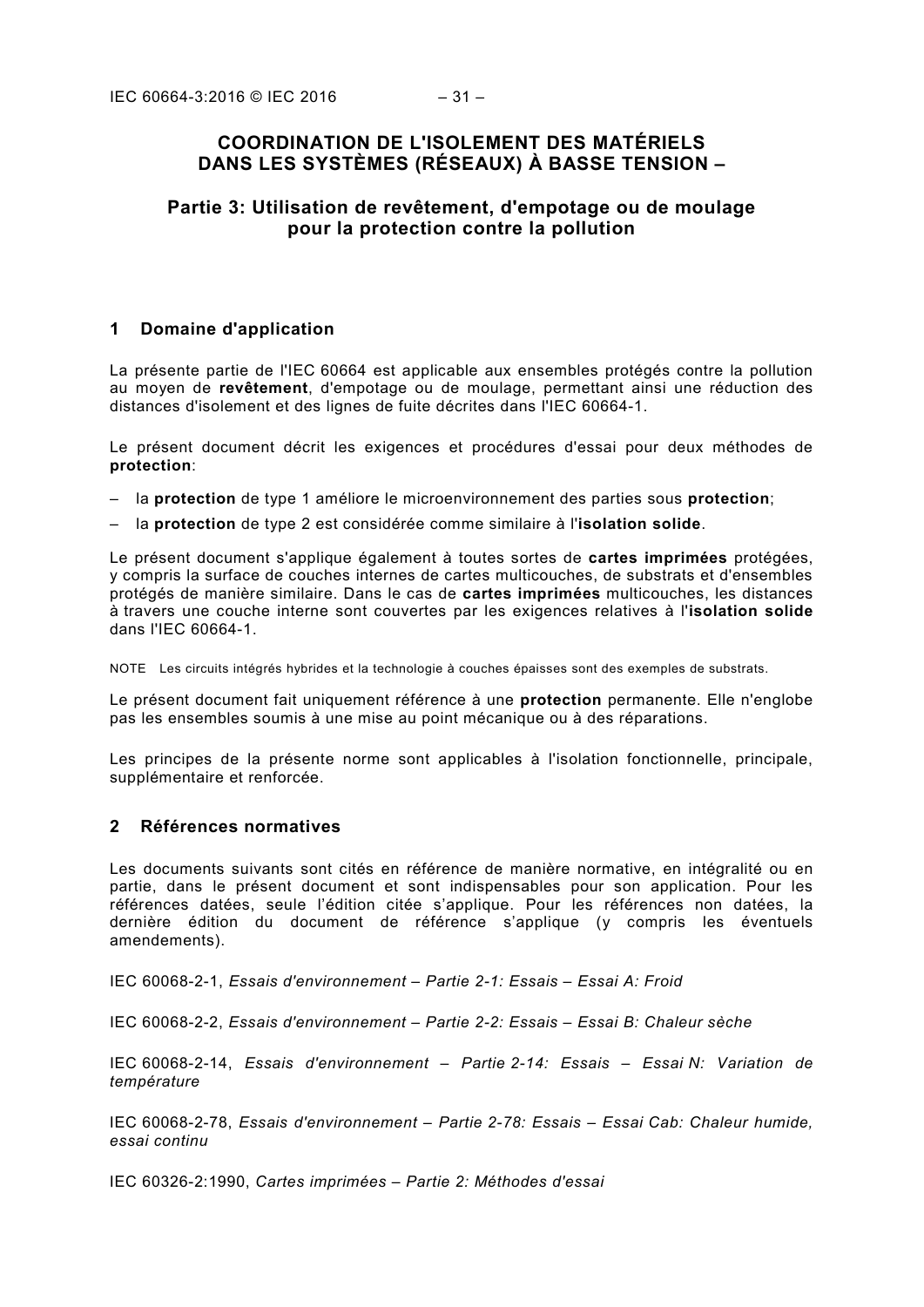# COORDINATION DE L'ISOLEMENT DES MATÉRIELS DANS LES SYSTÈMES (RÉSEAUX) À BASSE TENSION –

## Partie 3: Utilisation de revêtement, d'empotage ou de moulage pour la protection contre la pollution

## 1 Domaine d'application

La présente partie de l'IEC 60664 est applicable aux ensembles protégés contre la pollution au moyen de **revêtement**, d'empotage ou de moulage, permettant ainsi une réduction des distances d'isolement et des lignes de fuite décrites dans l'IEC 60664-1.

Le présent document décrit les exigences et procédures d'essai pour deux méthodes de **protection**:

– la **protection** de type 1 améliore le microenvironnement des parties sous **protection**;
– la **protection** de type 2 est considérée comme similaire à l'**isolation solide**.

Le présent document s'applique également à toutes sortes de **cartes imprimées** protégées, y compris la surface de couches internes de cartes multicouches, de substrats et d'ensembles protégés de manière similaire. Dans le cas de **cartes imprimées** multicouches, les distances à travers une couche interne sont couvertes par les exigences relatives à l'**isolation solide** dans l'IEC 60664-1.

NOTE Les circuits intégrés hybrides et la technologie à couches épaisses sont des exemples de substrats.

Le présent document fait uniquement référence à une **protection** permanente. Elle n'englobe pas les ensembles soumis à une mise au point mécanique ou à des réparations.

Les principes de la présente norme sont applicables à l'isolation fonctionnelle, principale, supplémentaire et renforcée.

## 2 Références normatives

Les documents suivants sont cités en référence de manière normative, en intégralité ou en partie, dans le présent document et sont indispensables pour son application. Pour les références datées, seule l'édition citée s'applique. Pour les références non datées, la dernière édition du document de référence s'applique (y compris les éventuels amendements).

IEC 60068-2-1, *Essais d'environnement – Partie 2-1: Essais – Essai A: Froid*

IEC 60068-2-2, *Essais d'environnement – Partie 2-2: Essais – Essai B: Chaleur sèche*

IEC 60068-2-14, *Essais d'environnement – Partie 2-14: Essais – Essai N: Variation de température*

IEC 60068-2-78, *Essais d'environnement – Partie 2-78: Essais – Essai Cab: Chaleur humide, essai continu*

IEC 60326-2:1990, *Cartes imprimées – Partie 2: Méthodes d'essai*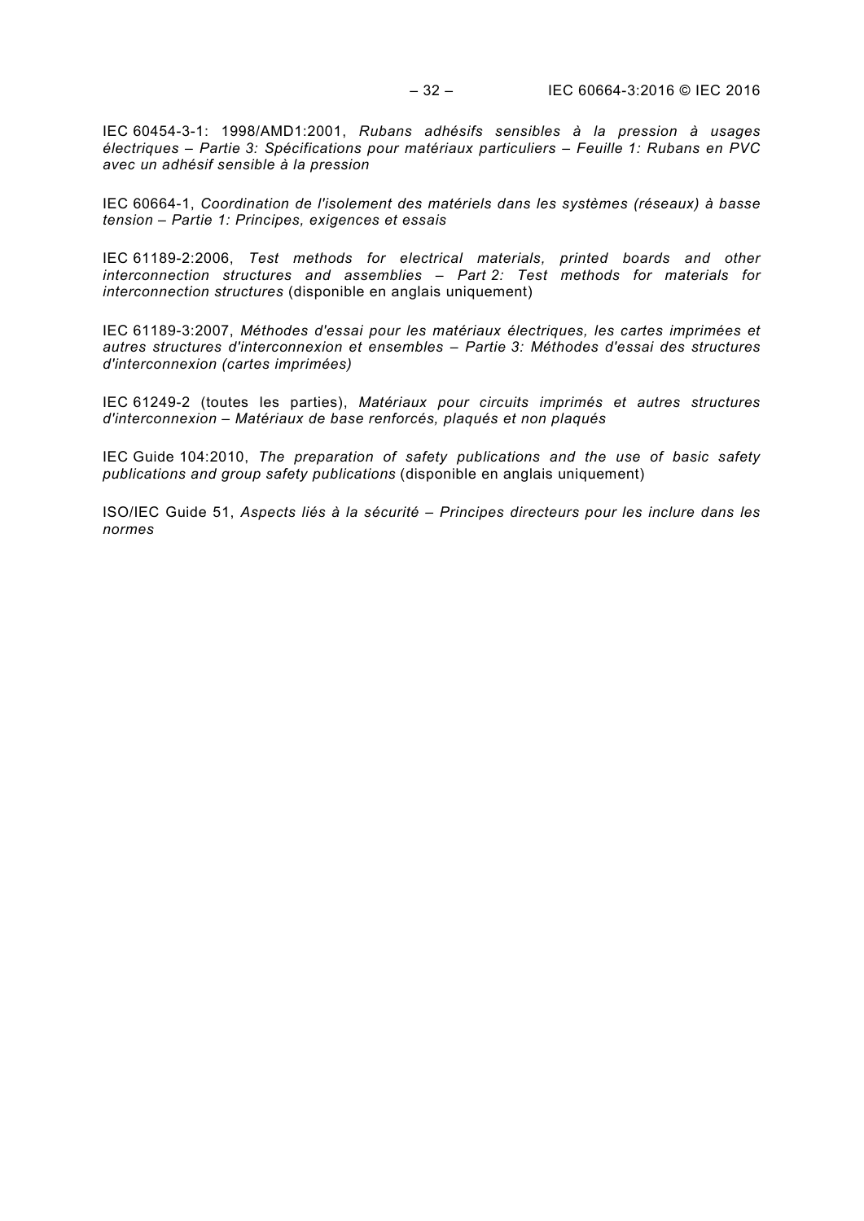IEC 60454-3-1: 1998/AMD1:2001, *Rubans adhésifs sensibles à la pression à usages électriques – Partie 3: Spécifications pour matériaux particuliers – Feuille 1: Rubans en PVC avec un adhésif sensible à la pression*

IEC 60664-1, *Coordination de l'isolement des matériels dans les systèmes (réseaux) à basse tension – Partie 1: Principes, exigences et essais*

IEC 61189-2:2006, *Test methods for electrical materials, printed boards and other interconnection structures and assemblies – Part 2: Test methods for materials for interconnection structures* (disponible en anglais uniquement)

IEC 61189-3:2007, *Méthodes d'essai pour les matériaux électriques, les cartes imprimées et autres structures d'interconnexion et ensembles – Partie 3: Méthodes d'essai des structures d'interconnexion (cartes imprimées)*

IEC 61249-2 (toutes les parties), *Matériaux pour circuits imprimés et autres structures d'interconnexion – Matériaux de base renforcés, plaqués et non plaqués*

IEC Guide 104:2010, *The preparation of safety publications and the use of basic safety publications and group safety publications* (disponible en anglais uniquement)

ISO/IEC Guide 51, *Aspects liés à la sécurité – Principes directeurs pour les inclure dans les normes*